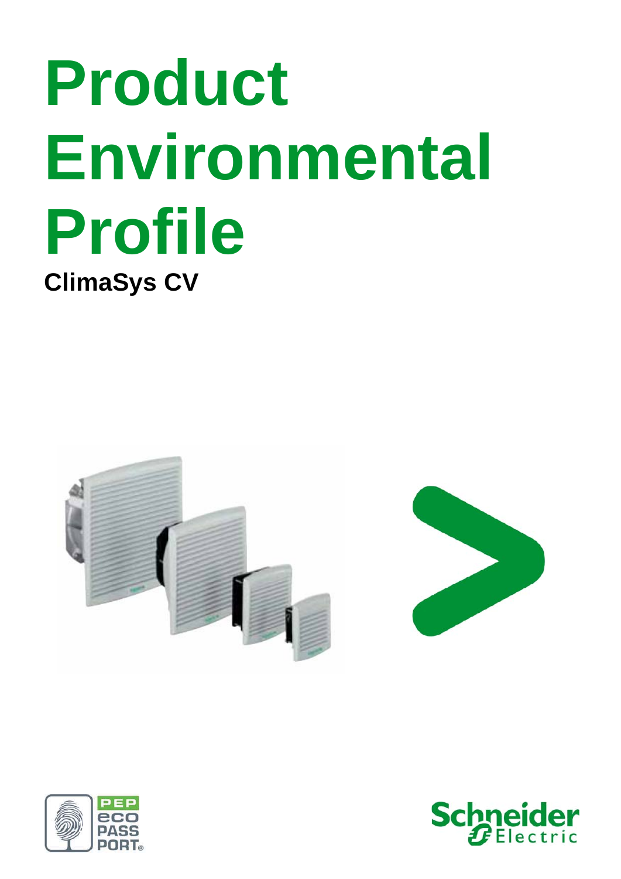# Product Environmental Profile

**ClimaSys CV**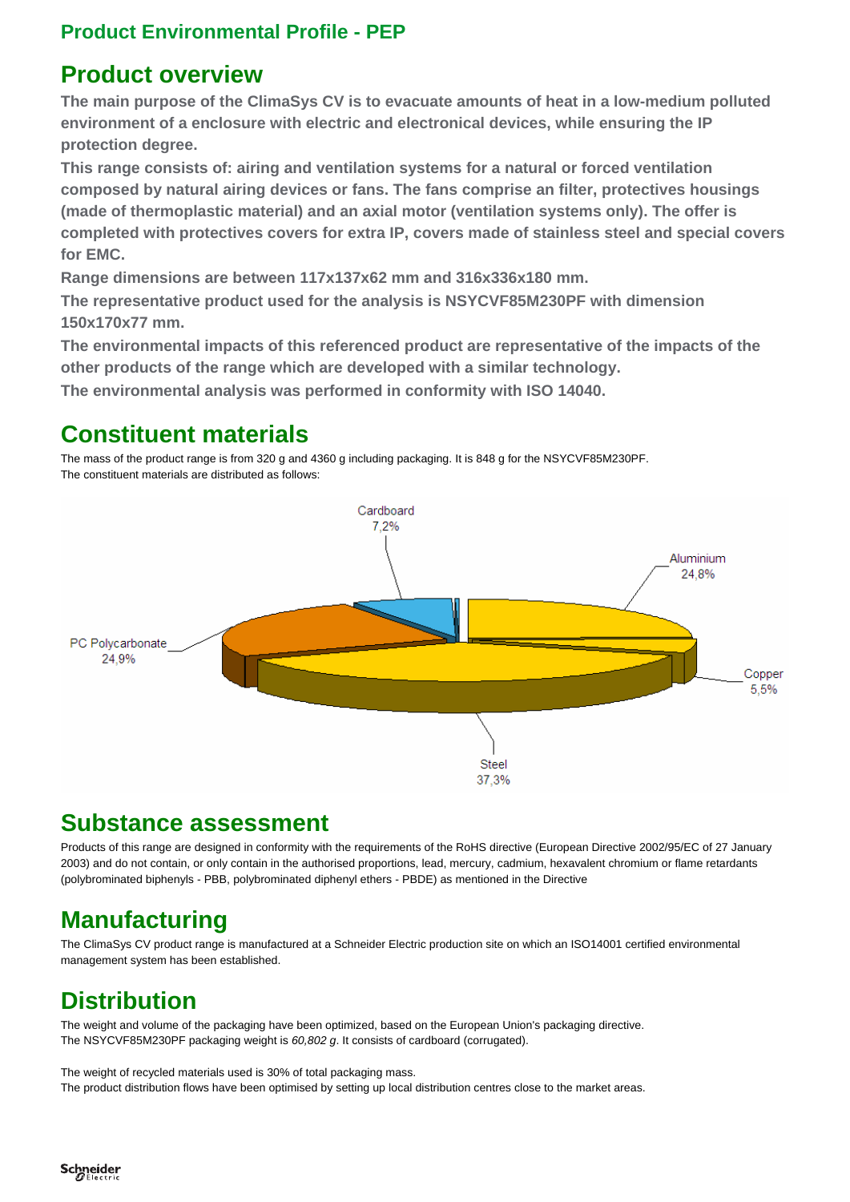## Product Environmental Profile - PEP

# Product overview

**The main purpose of the ClimaSys CV is to evacuate amounts of heat in a low-medium polluted environment of a enclosure with electric and electronical devices, while ensuring the IP protection degree.**

**This range consists of: airing and ventilation systems for a natural or forced ventilation composed by natural airing devices or fans. The fans comprise an filter, protectives housings (made of thermoplastic material) and an axial motor (ventilation systems only). The offer is completed with protectives covers for extra IP, covers made of stainless steel and special covers for EMC.**

**Range dimensions are between 117x137x62 mm and 316x336x180 mm.**

**The representative product used for the analysis is NSYCVF85M230PF with dimension 150x170x77 mm.**

**The environmental impacts of this referenced product are representative of the impacts of the other products of the range which are developed with a similar technology.**

**The environmental analysis was performed in conformity with ISO 14040.**

# Constituent materials

The mass of the product range is from 320 g and 4360 g including packaging. It is 848 g for the NSYCVF85M230PF.
The constituent materials are distributed as follows:

| Material | Share |
|---|---|
| Steel | 37,3% |
| PC Polycarbonate | 24,9% |
| Aluminium | 24,8% |
| Cardboard | 7,2% |
| Copper | 5,5% |

# Substance assessment

Products of this range are designed in conformity with the requirements of the RoHS directive (European Directive 2002/95/EC of 27 January 2003) and do not contain, or only contain in the authorised proportions, lead, mercury, cadmium, hexavalent chromium or flame retardants (polybrominated biphenyls - PBB, polybrominated diphenyl ethers - PBDE) as mentioned in the Directive

# Manufacturing

The ClimaSys CV product range is manufactured at a Schneider Electric production site on which an ISO14001 certified environmental management system has been established.

# Distribution

The weight and volume of the packaging have been optimized, based on the European Union's packaging directive.
The NSYCVF85M230PF packaging weight is *60,802 g*. It consists of cardboard (corrugated).

The weight of recycled materials used is 30% of total packaging mass.
The product distribution flows have been optimised by setting up local distribution centres close to the market areas.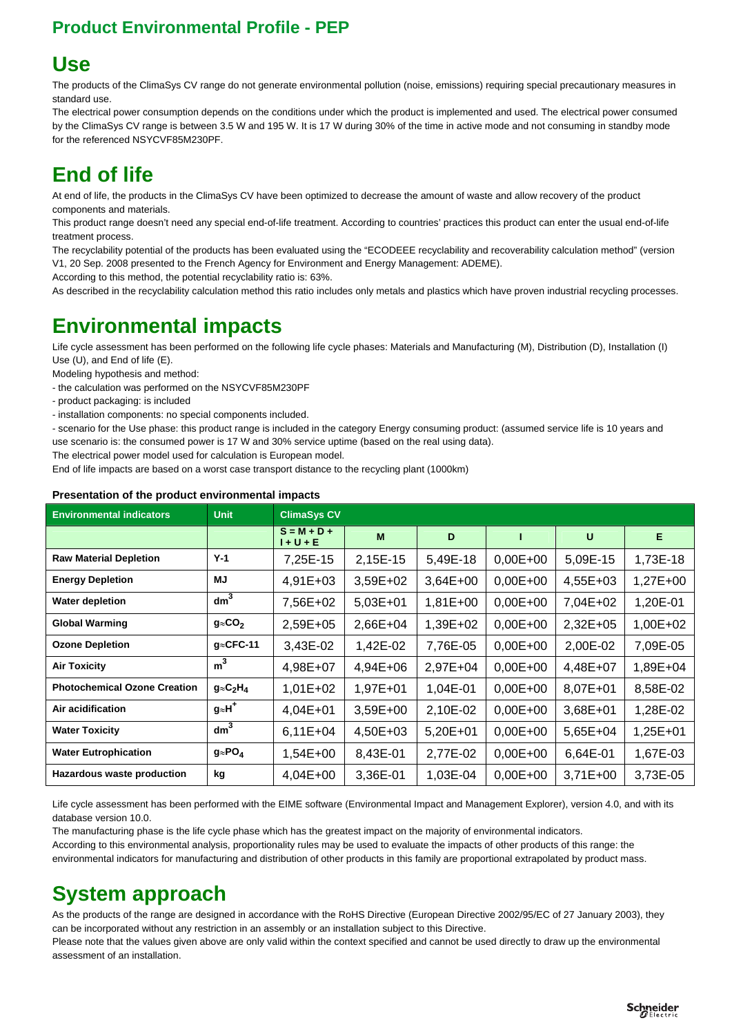## Product Environmental Profile - PEP

# Use

The products of the ClimaSys CV range do not generate environmental pollution (noise, emissions) requiring special precautionary measures in standard use.

The electrical power consumption depends on the conditions under which the product is implemented and used. The electrical power consumed by the ClimaSys CV range is between 3.5 W and 195 W. It is 17 W during 30% of the time in active mode and not consuming in standby mode for the referenced NSYCVF85M230PF.

# End of life

At end of life, the products in the ClimaSys CV have been optimized to decrease the amount of waste and allow recovery of the product components and materials.

This product range doesn't need any special end-of-life treatment. According to countries' practices this product can enter the usual end-of-life treatment process.

The recyclability potential of the products has been evaluated using the "ECODEEE recyclability and recoverability calculation method" (version V1, 20 Sep. 2008 presented to the French Agency for Environment and Energy Management: ADEME).

According to this method, the potential recyclability ratio is: 63%.

As described in the recyclability calculation method this ratio includes only metals and plastics which have proven industrial recycling processes.

# Environmental impacts

Life cycle assessment has been performed on the following life cycle phases: Materials and Manufacturing (M), Distribution (D), Installation (I) Use (U), and End of life (E).

Modeling hypothesis and method:

- the calculation was performed on the NSYCVF85M230PF
- product packaging: is included
- installation components: no special components included.
- scenario for the Use phase: this product range is included in the category Energy consuming product: (assumed service life is 10 years and use scenario is: the consumed power is 17 W and 30% service uptime (based on the real using data).

The electrical power model used for calculation is European model.

End of life impacts are based on a worst case transport distance to the recycling plant (1000km)

**Presentation of the product environmental impacts**

| Environmental indicators | Unit | ClimaSys CV | | | | | |
|---|---|---|---|---|---|---|---|
| | | S = M + D + I + U + E | M | D | I | U | E |
| **Raw Material Depletion** | Y-1 | 7,25E-15 | 2,15E-15 | 5,49E-18 | 0,00E+00 | 5,09E-15 | 1,73E-18 |
| **Energy Depletion** | MJ | 4,91E+03 | 3,59E+02 | 3,64E+00 | 0,00E+00 | 4,55E+03 | 1,27E+00 |
| **Water depletion** | $dm^3$ | 7,56E+02 | 5,03E+01 | 1,81E+00 | 0,00E+00 | 7,04E+02 | 1,20E-01 |
| **Global Warming** | g≈$CO_2$ | 2,59E+05 | 2,66E+04 | 1,39E+02 | 0,00E+00 | 2,32E+05 | 1,00E+02 |
| **Ozone Depletion** | g≈CFC-11 | 3,43E-02 | 1,42E-02 | 7,76E-05 | 0,00E+00 | 2,00E-02 | 7,09E-05 |
| **Air Toxicity** | $m^3$ | 4,98E+07 | 4,94E+06 | 2,97E+04 | 0,00E+00 | 4,48E+07 | 1,89E+04 |
| **Photochemical Ozone Creation** | g≈$C_2H_4$ | 1,01E+02 | 1,97E+01 | 1,04E-01 | 0,00E+00 | 8,07E+01 | 8,58E-02 |
| **Air acidification** | g≈$H^+$ | 4,04E+01 | 3,59E+00 | 2,10E-02 | 0,00E+00 | 3,68E+01 | 1,28E-02 |
| **Water Toxicity** | $dm^3$ | 6,11E+04 | 4,50E+03 | 5,20E+01 | 0,00E+00 | 5,65E+04 | 1,25E+01 |
| **Water Eutrophication** | g≈$PO_4$ | 1,54E+00 | 8,43E-01 | 2,77E-02 | 0,00E+00 | 6,64E-01 | 1,67E-03 |
| **Hazardous waste production** | kg | 4,04E+00 | 3,36E-01 | 1,03E-04 | 0,00E+00 | 3,71E+00 | 3,73E-05 |

Life cycle assessment has been performed with the EIME software (Environmental Impact and Management Explorer), version 4.0, and with its database version 10.0.

The manufacturing phase is the life cycle phase which has the greatest impact on the majority of environmental indicators.

According to this environmental analysis, proportionality rules may be used to evaluate the impacts of other products of this range: the environmental indicators for manufacturing and distribution of other products in this family are proportional extrapolated by product mass.

# System approach

As the products of the range are designed in accordance with the RoHS Directive (European Directive 2002/95/EC of 27 January 2003), they can be incorporated without any restriction in an assembly or an installation subject to this Directive.

Please note that the values given above are only valid within the context specified and cannot be used directly to draw up the environmental assessment of an installation.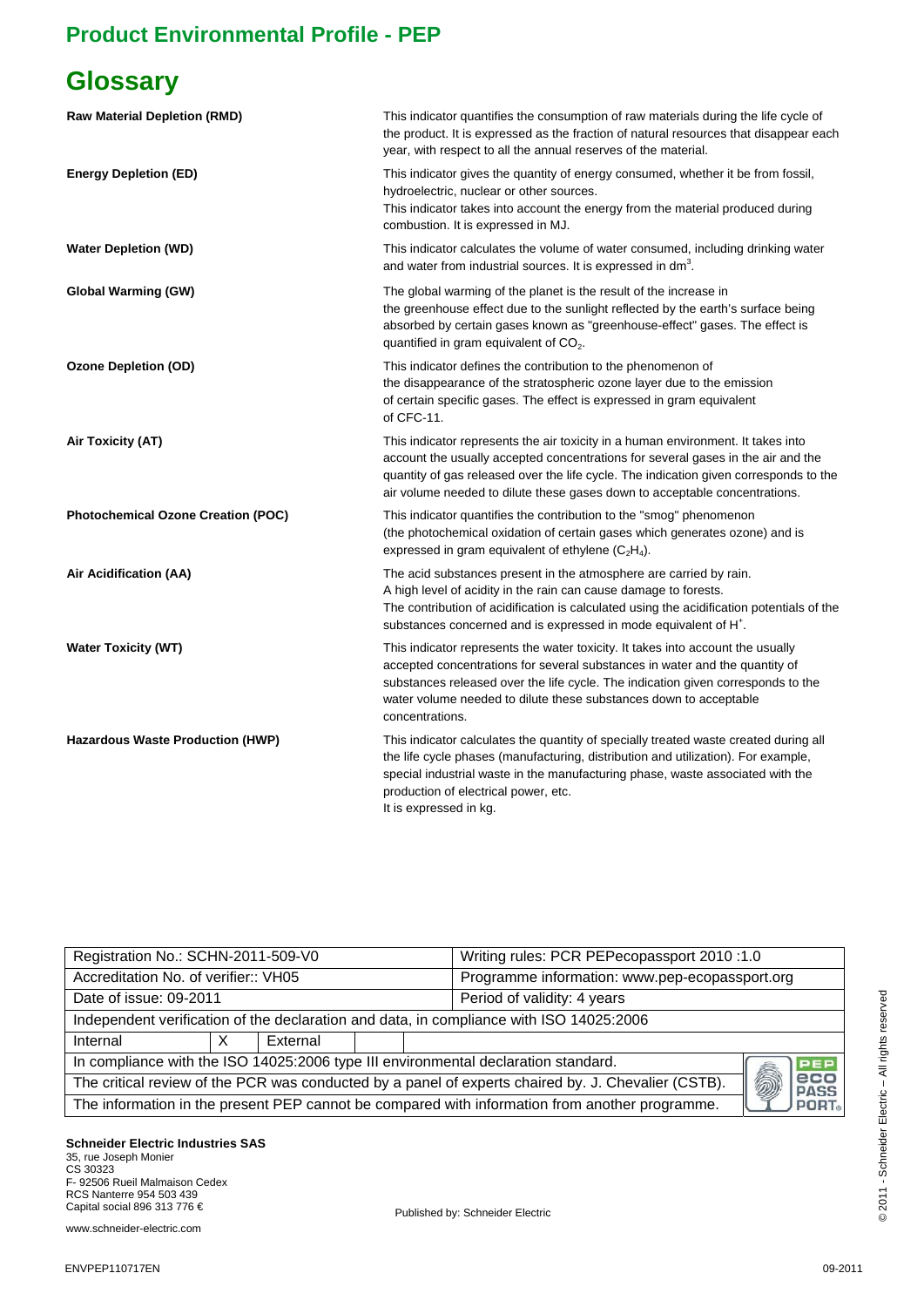## Product Environmental Profile - PEP

# Glossary

| | |
|---|---|
| **Raw Material Depletion (RMD)** | This indicator quantifies the consumption of raw materials during the life cycle of the product. It is expressed as the fraction of natural resources that disappear each year, with respect to all the annual reserves of the material. |
| **Energy Depletion (ED)** | This indicator gives the quantity of energy consumed, whether it be from fossil, hydroelectric, nuclear or other sources. This indicator takes into account the energy from the material produced during combustion. It is expressed in MJ. |
| **Water Depletion (WD)** | This indicator calculates the volume of water consumed, including drinking water and water from industrial sources. It is expressed in $dm^3$. |
| **Global Warming (GW)** | The global warming of the planet is the result of the increase in the greenhouse effect due to the sunlight reflected by the earth's surface being absorbed by certain gases known as "greenhouse-effect" gases. The effect is quantified in gram equivalent of $CO_2$. |
| **Ozone Depletion (OD)** | This indicator defines the contribution to the phenomenon of the disappearance of the stratospheric ozone layer due to the emission of certain specific gases. The effect is expressed in gram equivalent of CFC-11. |
| **Air Toxicity (AT)** | This indicator represents the air toxicity in a human environment. It takes into account the usually accepted concentrations for several gases in the air and the quantity of gas released over the life cycle. The indication given corresponds to the air volume needed to dilute these gases down to acceptable concentrations. |
| **Photochemical Ozone Creation (POC)** | This indicator quantifies the contribution to the "smog" phenomenon (the photochemical oxidation of certain gases which generates ozone) and is expressed in gram equivalent of ethylene ($C_2H_4$). |
| **Air Acidification (AA)** | The acid substances present in the atmosphere are carried by rain. A high level of acidity in the rain can cause damage to forests. The contribution of acidification is calculated using the acidification potentials of the substances concerned and is expressed in mode equivalent of $H^+$. |
| **Water Toxicity (WT)** | This indicator represents the water toxicity. It takes into account the usually accepted concentrations for several substances in water and the quantity of substances released over the life cycle. The indication given corresponds to the water volume needed to dilute these substances down to acceptable concentrations. |
| **Hazardous Waste Production (HWP)** | This indicator calculates the quantity of specially treated waste created during all the life cycle phases (manufacturing, distribution and utilization). For example, special industrial waste in the manufacturing phase, waste associated with the production of electrical power, etc. It is expressed in kg. |

| | | | | |
|---|---|---|---|---|
| Registration No.: SCHN-2011-509-V0 | | | | Writing rules: PCR PEPecopassport 2010 :1.0 |
| Accreditation No. of verifier:: VH05 | | | | Programme information: www.pep-ecopassport.org |
| Date of issue: 09-2011 | | | | Period of validity: 4 years |
| Independent verification of the declaration and data, in compliance with ISO 14025:2006 | | | | |
| Internal | X | External | | |
| In compliance with the ISO 14025:2006 type III environmental declaration standard. | | | | PEP eco PASS PORT |
| The critical review of the PCR was conducted by a panel of experts chaired by. J. Chevalier (CSTB). | | | | |
| The information in the present PEP cannot be compared with information from another programme. | | | | |

**Schneider Electric Industries SAS**
35, rue Joseph Monier
CS 30323
F- 92506 Rueil Malmaison Cedex
RCS Nanterre 954 503 439
Capital social 896 313 776 €

www.schneider-electric.com

Published by: Schneider Electric

ENVPEP110717EN

09-2011

© 2011 - Schneider Electric – All rights reserved